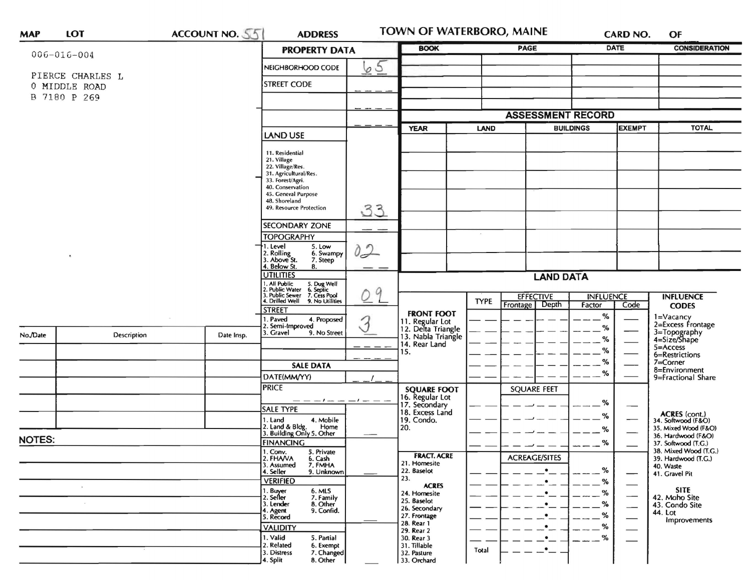| MAP | LOT | ACCOUNT NO. 551 | ADDRESS | TOWN OF WATERBORO, MAINE | CARD NO. | OF |
|---|---|---|---|---|---|---|

006-016-004

PIERCE CHARLES L
0 MIDDLE ROAD
B 7180 P 269

## PROPERTY DATA

| | |
|---|---|
| NEIGHBORHOOD CODE | 65 |
| STREET CODE | |
| LAND USE | 33 |
| SECONDARY ZONE | |
| TOPOGRAPHY | 02 |
| UTILITIES | 09 |
| STREET | 3 |

LAND USE: 11. Residential, 21. Village, 22. Village/Res., 31. Agricultural/Res., 33. Forest/Agri., 40. Conservation, 45. General Purpose, 48. Shoreland, 49. Resource Protection

TOPOGRAPHY: 1. Level, 2. Rolling, 3. Above St., 4. Below St., 5. Low, 6. Swampy, 7. Steep, 8.

UTILITIES: 1. All Public, 2. Public Water, 3. Public Sewer, 4. Drilled Well, 5. Dug Well, 6. Septic, 7. Cess Pool, 9. No Utilities

STREET: 1. Paved, 2. Semi-Improved, 3. Gravel, 4. Proposed, 9. No Street

## SALE DATA

DATE(MM/YY)

PRICE

SALE TYPE: 1. Land, 2. Land & Bldg., 3. Building Only, 4. Mobile Home, 5. Other

FINANCING: 1. Conv., 2. FHA/VA, 3. Assumed, 4. Seller, 5. Private, 6. Cash, 7. FMHA, 9. Unknown

VERIFIED: 1. Buyer, 2. Seller, 3. Lender, 4. Agent, 5. Record, 6. MLS, 7. Family, 8. Other, 9. Confid.

VALIDITY: 1. Valid, 2. Related, 3. Distress, 4. Split, 5. Partial, 6. Exempt, 7. Changed, 8. Other

| BOOK | PAGE | DATE | CONSIDERATION |
|---|---|---|---|
| | | | |

## ASSESSMENT RECORD

| YEAR | LAND | BUILDINGS | EXEMPT | TOTAL |
|---|---|---|---|---|
| | | | | |

## LAND DATA

| | TYPE | EFFECTIVE Frontage | EFFECTIVE Depth | INFLUENCE Factor | INFLUENCE Code |
|---|---|---|---|---|---|
| **FRONT FOOT** 11. Regular Lot, 12. Delta Triangle, 13. Nabla Triangle, 14. Rear Land, 15. | | | | % | |
| **SQUARE FOOT** 16. Regular Lot, 17. Secondary, 18. Excess Land, 19. Condo., 20. | | SQUARE FEET | | % | |
| **FRACT. ACRE** 21. Homesite, 22. Baselot, 23. **ACRES** 24. Homesite, 25. Baselot, 26. Secondary, 27. Frontage, 28. Rear 1, 29. Rear 2, 30. Rear 3, 31. Tillable, 32. Pasture, 33. Orchard | Total | ACREAGE/SITES | | % | |

**INFLUENCE CODES**
1=Vacancy
2=Excess Frontage
3=Topography
4=Size/Shape
5=Access
6=Restrictions
7=Corner
8=Environment
9=Fractional Share

**ACRES (cont.)**
34. Softwood (F&O)
35. Mixed Wood (F&O)
36. Hardwood (F&O)
37. Softwood (T.G.)
38. Mixed Wood (T.G.)
39. Hardwood (T.G.)
40. Waste
41. Gravel Pit

**SITE**
42. Moho Site
43. Condo Site
44. Lot Improvements

| No./Date | Description | Date Insp. |
|---|---|---|
| | | |

NOTES: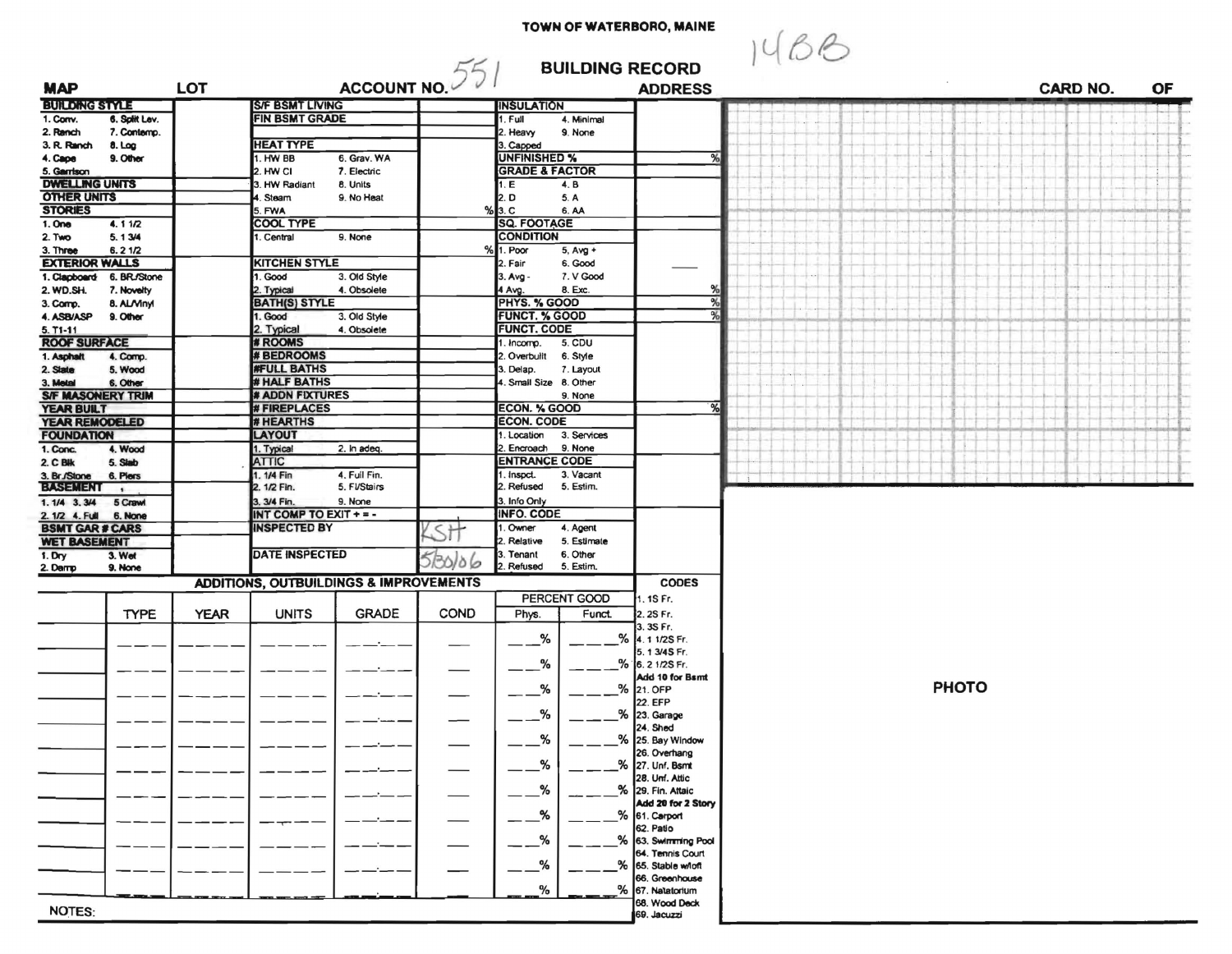TOWN OF WATERBORO, MAINE

14BB

**MAP** | **LOT** | **ACCOUNT NO.** 551 | **BUILDING RECORD** **ADDRESS** | **CARD NO.** **OF**

| | | | | | |
|---|---|---|---|---|---|
| **BUILDING STYLE** 1. Conv. 6. Split Lev. 2. Ranch 7. Contemp. 3. R. Ranch 8. Log 4. Cape 9. Other 5. Garrison | | **S/F BSMT LIVING** | | **INSULATION** 1. Full 4. Minimal 2. Heavy 9. None 3. Capped | |
| **DWELLING UNITS** | | **FIN BSMT GRADE** | | **UNFINISHED %** | % |
| **OTHER UNITS** | | **HEAT TYPE** 1. HW BB 6. Grav. WA 2. HW CI 7. Electric 3. HW Radiant 8. Units 4. Steam 9. No Heat 5. FWA | % | **GRADE & FACTOR** 1. E 4. B 2. D 5. A 3. C 6. AA | |
| **STORIES** 1. One 4. 1 1/2 2. Two 5. 1 3/4 3. Three 6. 2 1/2 | | **COOL TYPE** 1. Central 9. None | % | **SQ. FOOTAGE** | |
| **EXTERIOR WALLS** 1. Clapboard 6. BR./Stone 2. WD.SH. 7. Novelty 3. Comp. 8. AL/Vinyl 4. ASB/ASP 9. Other 5. T1-11 | | **KITCHEN STYLE** 1. Good 3. Old Style 2. Typical 4. Obsolete | | **CONDITION** 1. Poor 5. Avg + 2. Fair 6. Good 3. Avg - 7. V Good 4 Avg. 8. Exc. | |
| | | **BATH(S) STYLE** 1. Good 3. Old Style 2. Typical 4. Obsolete | | **PHYS. % GOOD** | % |
| | | | | **FUNCT. % GOOD** | % |
| **ROOF SURFACE** 1. Asphalt 4. Comp. 2. Slate 5. Wood 3. Metal 6. Other | | **# ROOMS** | | **FUNCT. CODE** 1. Incomp. 5. CDU 2. Overbuilt 6. Style 3. Delap. 7. Layout 4. Small Size 8. Other 9. None | |
| | | **# BEDROOMS** | | | |
| | | **#FULL BATHS** | | | |
| | | **# HALF BATHS** | | | |
| **S/F MASONERY TRIM** | | **# ADDN FIXTURES** | | | |
| **YEAR BUILT** | | **# FIREPLACES** | | **ECON. % GOOD** | % |
| **YEAR REMODELED** | | **# HEARTHS** | | **ECON. CODE** 1. Location 3. Services 2. Encroach 9. None | |
| **FOUNDATION** 1. Conc. 4. Wood 2. C Blk 5. Slab 3. Br./Stone 6. Piers | | **LAYOUT** 1. Typical 2. In adeq. | | | |
| **BASEMENT** 1. 1/4 3. 3/4 5 Crawl 2. 1/2 4. Full 6. None | | **ATTIC** 1. 1/4 Fin 4. Full Fin. 2. 1/2 Fin. 5. Fl/Stairs 3. 3/4 Fin. 9. None | | **ENTRANCE CODE** 1. Inspct. 3. Vacant 2. Refused 5. Estim. 3. Info Only | |
| | | **INT COMP TO EXIT + = -** | | **INFO. CODE** 1. Owner 4. Agent 2. Relative 5. Estimate 3. Tenant 6. Other 2. Refused 5. Estim. | |
| **BSMT GAR # CARS** | | **INSPECTED BY** | KSH | | |
| **WET BASEMENT** 1. Dry 3. Wet 2. Damp 9. None | | **DATE INSPECTED** | 5/30/06 | | |

**ADDITIONS, OUTBUILDINGS & IMPROVEMENTS**

| | TYPE | YEAR | UNITS | GRADE | COND | PERCENT GOOD Phys. | PERCENT GOOD Funct. |
|---|---|---|---|---|---|---|---|
| | | | | . | | % | % |
| | | | | . | | % | % |
| | | | | . | | % | % |
| | | | | . | | % | % |
| | | | | . | | % | % |
| | | | | . | | % | % |
| | | | | . | | % | % |
| | | | | . | | % | % |
| | | | | . | | % | % |
| | | | | . | | % | % |
| | | | | . | | % | % |

**CODES**
1. 1S Fr.
2. 2S Fr.
3. 3S Fr.
4. 1 1/2S Fr.
5. 1 3/4S Fr.
6. 2 1/2S Fr.
Add 10 for Bsmt
21. OFP
22. EFP
23. Garage
24. Shed
25. Bay Window
26. Overhang
27. Unf. Bsmt
28. Unf. Attic
29. Fin. Attaic
Add 20 for 2 Story
61. Carport
62. Patio
63. Swimming Pool
64. Tennis Court
65. Stable w/loft
66. Greenhouse
67. Natatorium
68. Wood Deck
69. Jacuzzi

NOTES:

PHOTO